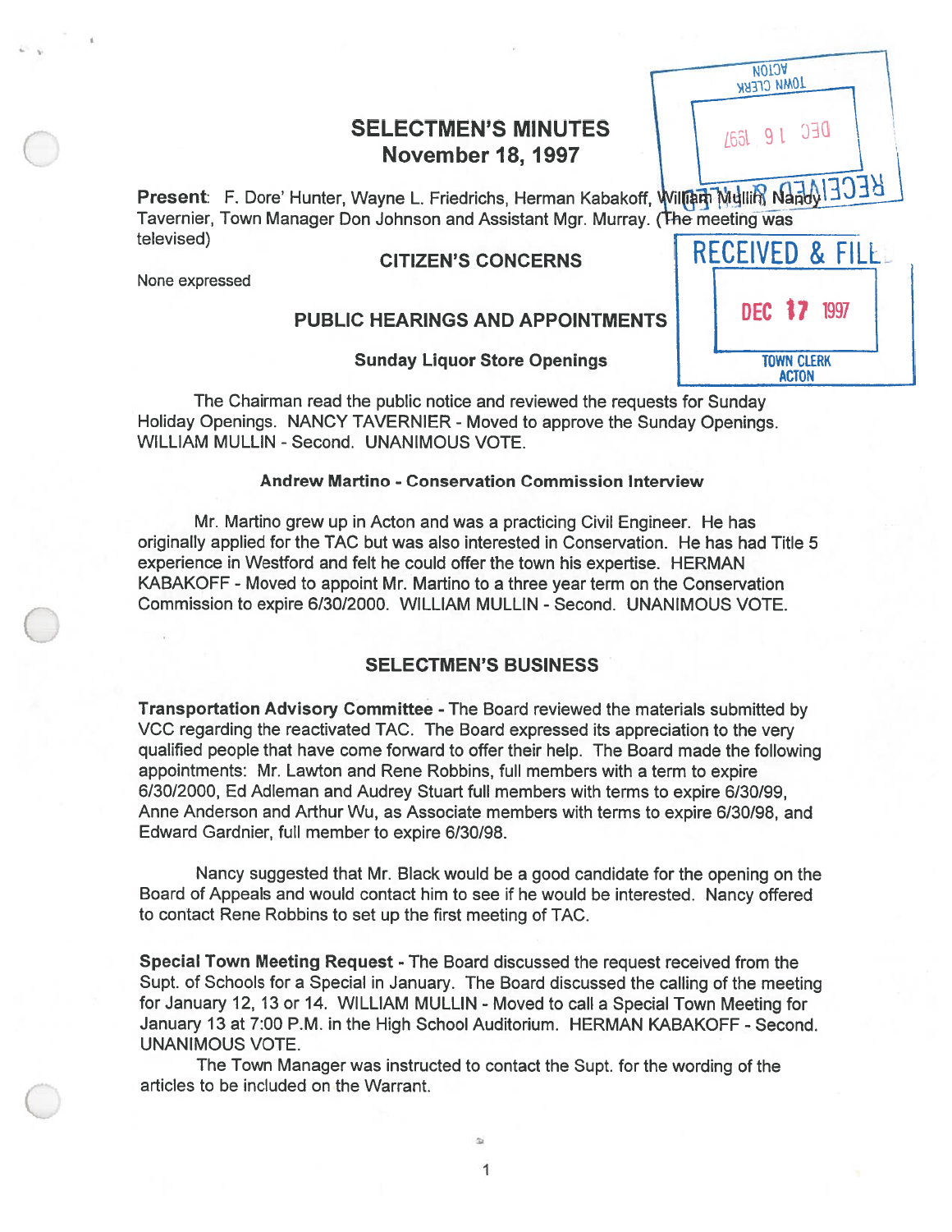# SELECTMEN'S MINUTES
## November 18, 1997

**Present**: F. Dore' Hunter, Wayne L. Friedrichs, Herman Kabakoff, William Mullin, Nancy Tavernier, Town Manager Don Johnson and Assistant Mgr. Murray. (The meeting was televised)

RECEIVED & FILED
DEC 17 1997
TOWN CLERK
ACTON

### CITIZEN'S CONCERNS

None expressed

### PUBLIC HEARINGS AND APPOINTMENTS

#### Sunday Liquor Store Openings

The Chairman read the public notice and reviewed the requests for Sunday Holiday Openings. NANCY TAVERNIER - Moved to approve the Sunday Openings. WILLIAM MULLIN - Second. UNANIMOUS VOTE.

#### Andrew Martino - Conservation Commission Interview

Mr. Martino grew up in Acton and was a practicing Civil Engineer. He has originally applied for the TAC but was also interested in Conservation. He has had Title 5 experience in Westford and felt he could offer the town his expertise. HERMAN KABAKOFF - Moved to appoint Mr. Martino to a three year term on the Conservation Commission to expire 6/30/2000. WILLIAM MULLIN - Second. UNANIMOUS VOTE.

### SELECTMEN'S BUSINESS

**Transportation Advisory Committee** - The Board reviewed the materials submitted by VCC regarding the reactivated TAC. The Board expressed its appreciation to the very qualified people that have come forward to offer their help. The Board made the following appointments: Mr. Lawton and Rene Robbins, full members with a term to expire 6/30/2000, Ed Adleman and Audrey Stuart full members with terms to expire 6/30/99, Anne Anderson and Arthur Wu, as Associate members with terms to expire 6/30/98, and Edward Gardnier, full member to expire 6/30/98.

Nancy suggested that Mr. Black would be a good candidate for the opening on the Board of Appeals and would contact him to see if he would be interested. Nancy offered to contact Rene Robbins to set up the first meeting of TAC.

**Special Town Meeting Request** - The Board discussed the request received from the Supt. of Schools for a Special in January. The Board discussed the calling of the meeting for January 12, 13 or 14. WILLIAM MULLIN - Moved to call a Special Town Meeting for January 13 at 7:00 P.M. in the High School Auditorium. HERMAN KABAKOFF - Second. UNANIMOUS VOTE.

The Town Manager was instructed to contact the Supt. for the wording of the articles to be included on the Warrant.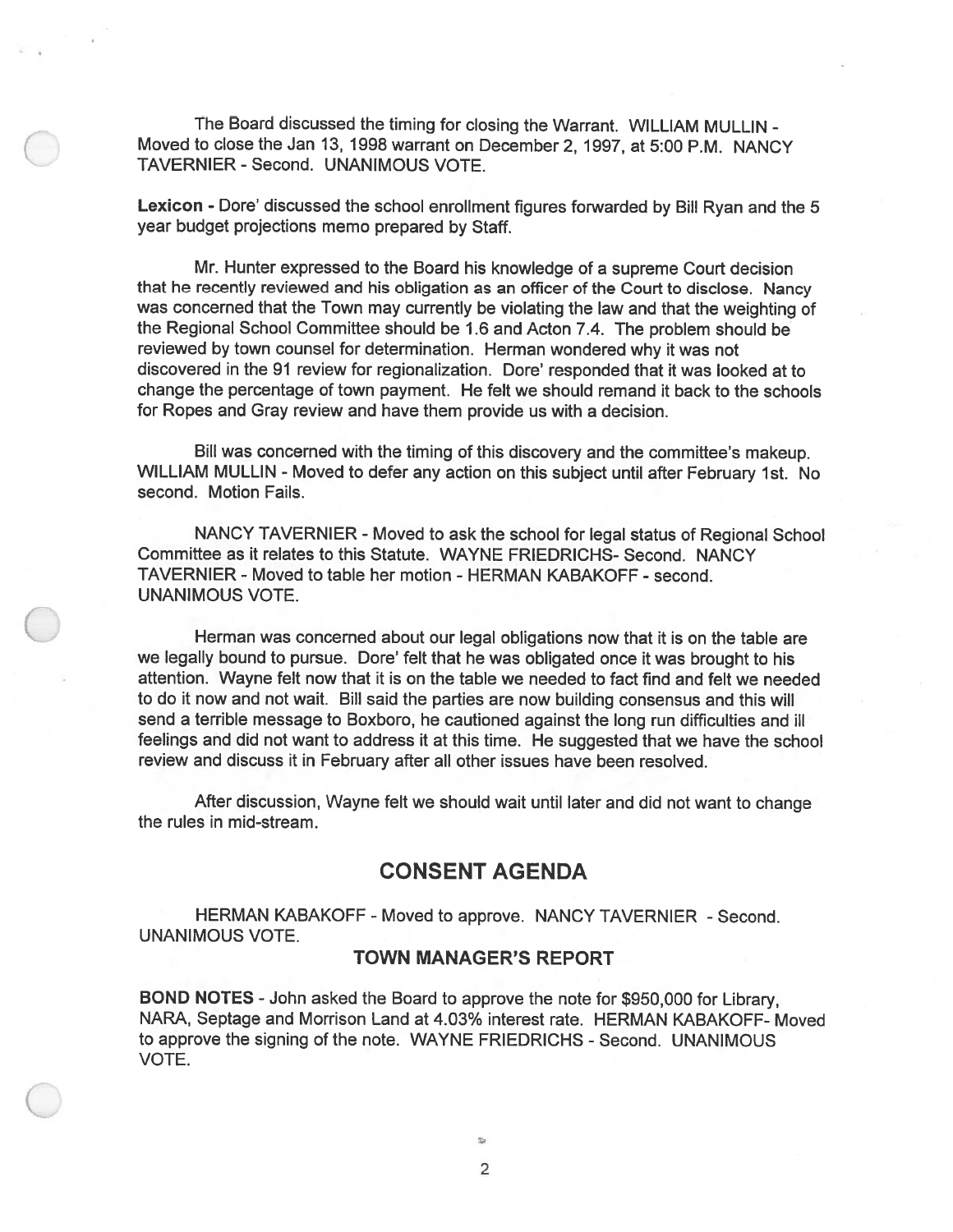The Board discussed the timing for closing the Warrant. WILLIAM MULLIN - Moved to close the Jan 13, 1998 warrant on December 2, 1997, at 5:00 P.M. NANCY TAVERNIER - Second. UNANIMOUS VOTE.

**Lexicon -** Dore' discussed the school enrollment figures forwarded by Bill Ryan and the 5 year budget projections memo prepared by Staff.

Mr. Hunter expressed to the Board his knowledge of a supreme Court decision that he recently reviewed and his obligation as an officer of the Court to disclose. Nancy was concerned that the Town may currently be violating the law and that the weighting of the Regional School Committee should be 1.6 and Acton 7.4. The problem should be reviewed by town counsel for determination. Herman wondered why it was not discovered in the 91 review for regionalization. Dore' responded that it was looked at to change the percentage of town payment. He felt we should remand it back to the schools for Ropes and Gray review and have them provide us with a decision.

Bill was concerned with the timing of this discovery and the committee's makeup. WILLIAM MULLIN - Moved to defer any action on this subject until after February 1st. No second. Motion Fails.

NANCY TAVERNIER - Moved to ask the school for legal status of Regional School Committee as it relates to this Statute. WAYNE FRIEDRICHS- Second. NANCY TAVERNIER - Moved to table her motion - HERMAN KABAKOFF - second. UNANIMOUS VOTE.

Herman was concerned about our legal obligations now that it is on the table are we legally bound to pursue. Dore' felt that he was obligated once it was brought to his attention. Wayne felt now that it is on the table we needed to fact find and felt we needed to do it now and not wait. Bill said the parties are now building consensus and this will send a terrible message to Boxboro, he cautioned against the long run difficulties and ill feelings and did not want to address it at this time. He suggested that we have the school review and discuss it in February after all other issues have been resolved.

After discussion, Wayne felt we should wait until later and did not want to change the rules in mid-stream.

## CONSENT AGENDA

HERMAN KABAKOFF - Moved to approve. NANCY TAVERNIER - Second. UNANIMOUS VOTE.

### TOWN MANAGER'S REPORT

**BOND NOTES** - John asked the Board to approve the note for $950,000 for Library, NARA, Septage and Morrison Land at 4.03% interest rate. HERMAN KABAKOFF- Moved to approve the signing of the note. WAYNE FRIEDRICHS - Second. UNANIMOUS VOTE.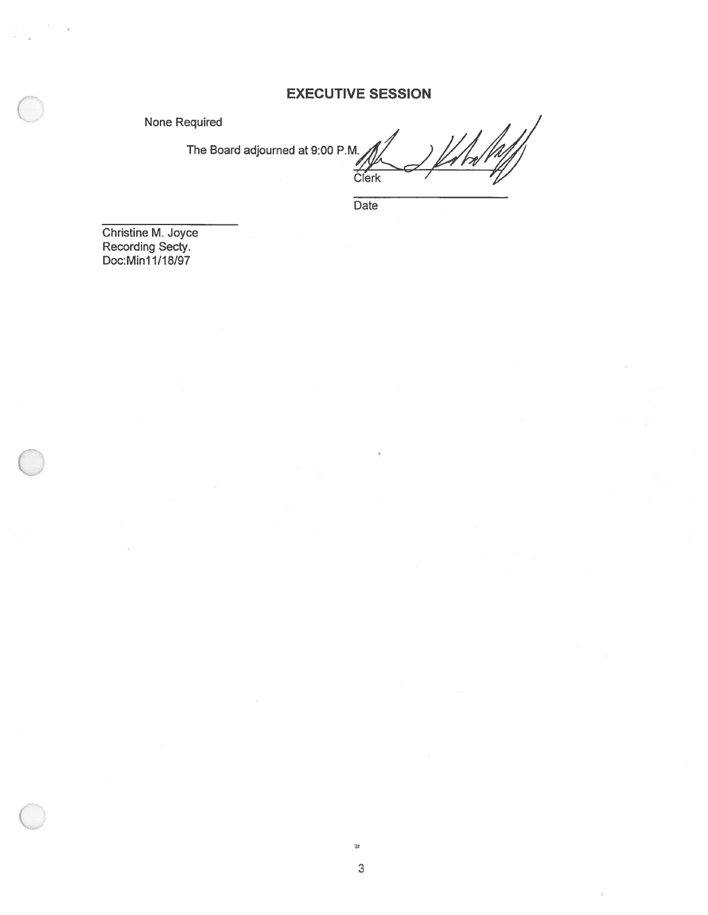## EXECUTIVE SESSION

None Required

The Board adjourned at 9:00 P.M.

_______________________
Clerk

_______________________
Date

_______________________
Christine M. Joyce
Recording Secty.
Doc:Min11/18/97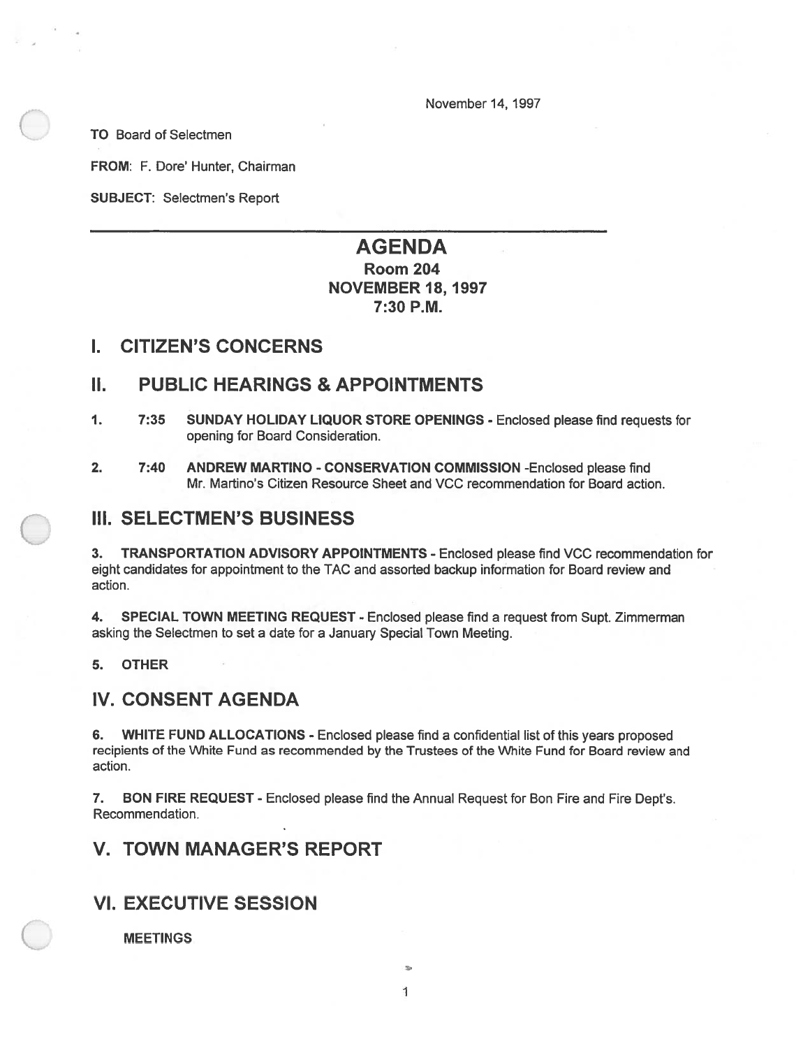November 14, 1997

**TO** Board of Selectmen

**FROM:** F. Dore' Hunter, Chairman

**SUBJECT:** Selectmen's Report

# AGENDA
## Room 204
## NOVEMBER 18, 1997
## 7:30 P.M.

# I. CITIZEN'S CONCERNS

# II. PUBLIC HEARINGS & APPOINTMENTS

1. **7:35 SUNDAY HOLIDAY LIQUOR STORE OPENINGS** - Enclosed please find requests for opening for Board Consideration.

2. **7:40 ANDREW MARTINO - CONSERVATION COMMISSION** -Enclosed please find Mr. Martino's Citizen Resource Sheet and VCC recommendation for Board action.

# III. SELECTMEN'S BUSINESS

**3. TRANSPORTATION ADVISORY APPOINTMENTS** - Enclosed please find VCC recommendation for eight candidates for appointment to the TAC and assorted backup information for Board review and action.

**4. SPECIAL TOWN MEETING REQUEST** - Enclosed please find a request from Supt. Zimmerman asking the Selectmen to set a date for a January Special Town Meeting.

**5. OTHER**

# IV. CONSENT AGENDA

**6. WHITE FUND ALLOCATIONS** - Enclosed please find a confidential list of this years proposed recipients of the White Fund as recommended by the Trustees of the White Fund for Board review and action.

**7. BON FIRE REQUEST** - Enclosed please find the Annual Request for Bon Fire and Fire Dept's. Recommendation.

# V. TOWN MANAGER'S REPORT

# VI. EXECUTIVE SESSION

**MEETINGS**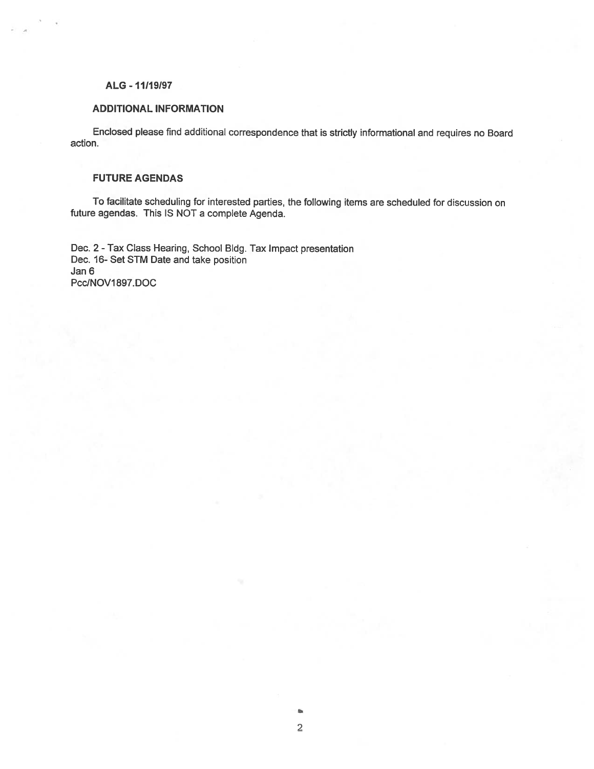**ALG - 11/19/97**

**ADDITIONAL INFORMATION**

Enclosed please find additional correspondence that is strictly informational and requires no Board action.

**FUTURE AGENDAS**

To facilitate scheduling for interested parties, the following items are scheduled for discussion on future agendas. This IS NOT a complete Agenda.

Dec. 2 - Tax Class Hearing, School Bldg. Tax Impact presentation
Dec. 16- Set STM Date and take position
Jan 6
Pcc/NOV1897.DOC